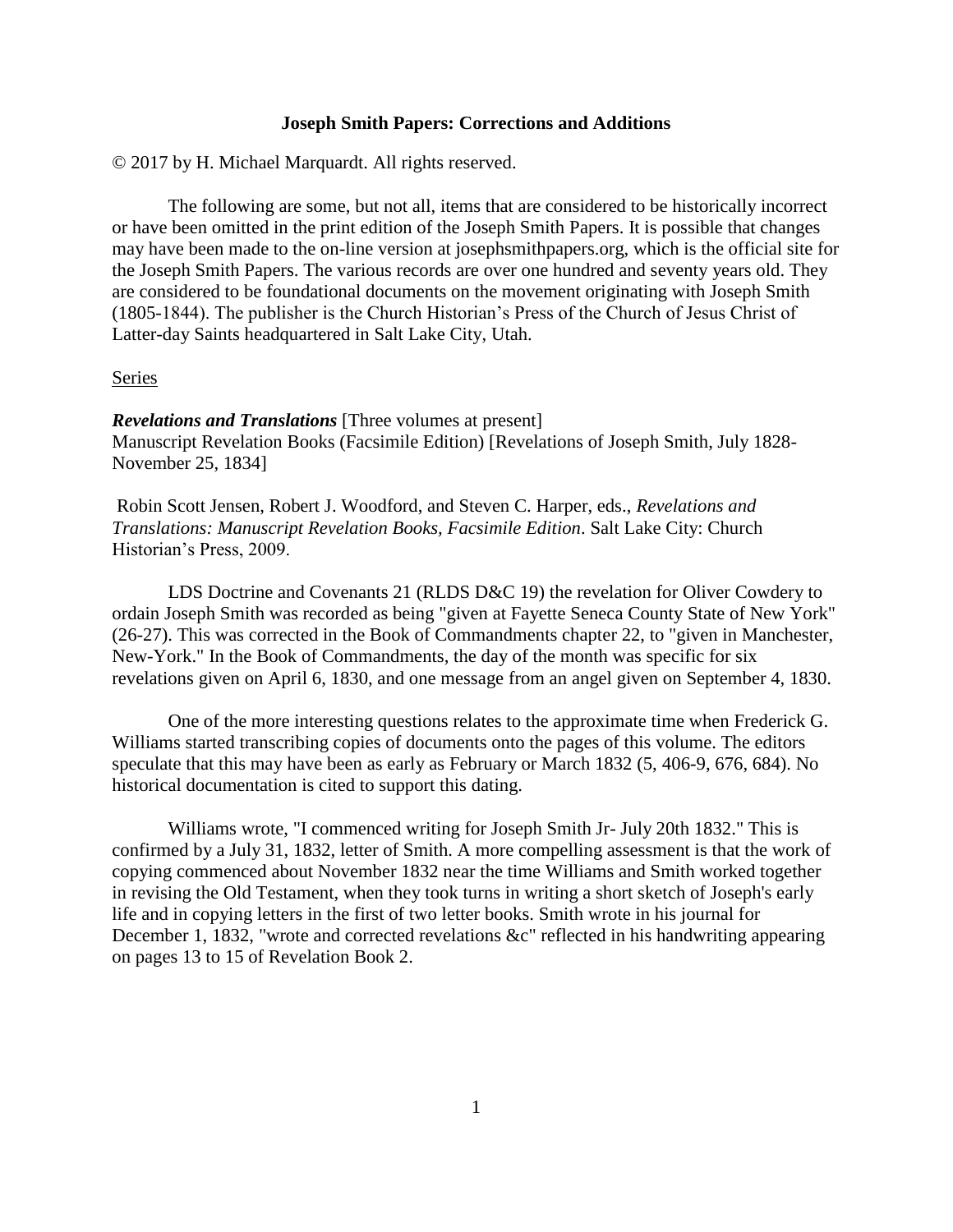# Joseph Smith Papers: Corrections and Additions

© 2017 by H. Michael Marquardt. All rights reserved.

The following are some, but not all, items that are considered to be historically incorrect or have been omitted in the print edition of the Joseph Smith Papers. It is possible that changes may have been made to the on-line version at josephsmithpapers.org, which is the official site for the Joseph Smith Papers. The various records are over one hundred and seventy years old. They are considered to be foundational documents on the movement originating with Joseph Smith (1805-1844). The publisher is the Church Historian's Press of the Church of Jesus Christ of Latter-day Saints headquartered in Salt Lake City, Utah.

## Series

***Revelations and Translations*** [Three volumes at present]
Manuscript Revelation Books (Facsimile Edition) [Revelations of Joseph Smith, July 1828-November 25, 1834]

Robin Scott Jensen, Robert J. Woodford, and Steven C. Harper, eds., *Revelations and Translations: Manuscript Revelation Books, Facsimile Edition*. Salt Lake City: Church Historian's Press, 2009.

LDS Doctrine and Covenants 21 (RLDS D&C 19) the revelation for Oliver Cowdery to ordain Joseph Smith was recorded as being "given at Fayette Seneca County State of New York" (26-27). This was corrected in the Book of Commandments chapter 22, to "given in Manchester, New-York." In the Book of Commandments, the day of the month was specific for six revelations given on April 6, 1830, and one message from an angel given on September 4, 1830.

One of the more interesting questions relates to the approximate time when Frederick G. Williams started transcribing copies of documents onto the pages of this volume. The editors speculate that this may have been as early as February or March 1832 (5, 406-9, 676, 684). No historical documentation is cited to support this dating.

Williams wrote, "I commenced writing for Joseph Smith Jr- July 20th 1832." This is confirmed by a July 31, 1832, letter of Smith. A more compelling assessment is that the work of copying commenced about November 1832 near the time Williams and Smith worked together in revising the Old Testament, when they took turns in writing a short sketch of Joseph's early life and in copying letters in the first of two letter books. Smith wrote in his journal for December 1, 1832, "wrote and corrected revelations &c" reflected in his handwriting appearing on pages 13 to 15 of Revelation Book 2.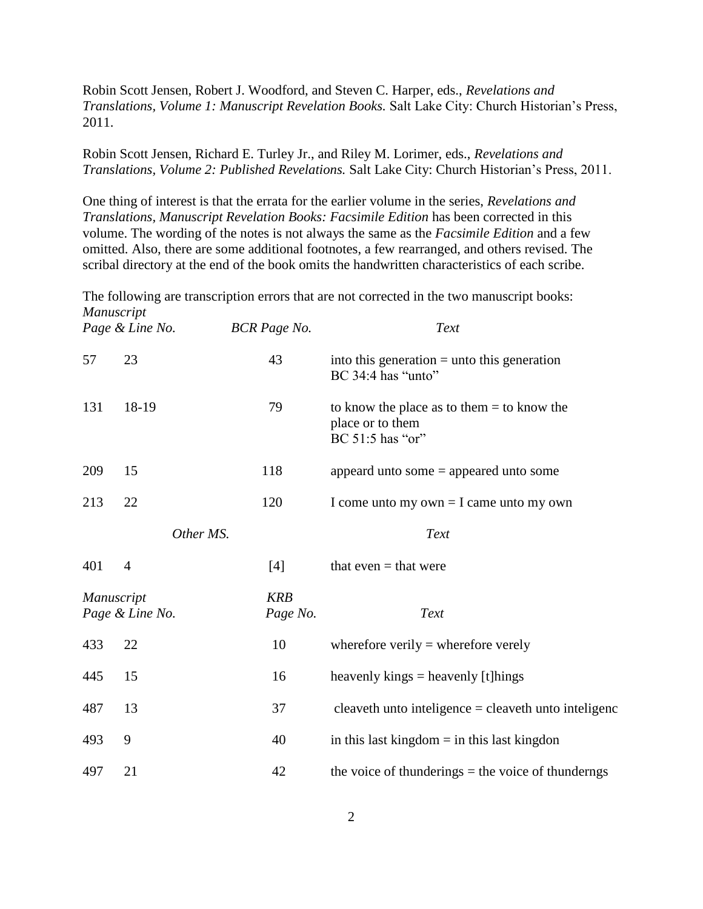Robin Scott Jensen, Robert J. Woodford, and Steven C. Harper, eds., *Revelations and Translations, Volume 1: Manuscript Revelation Books.* Salt Lake City: Church Historian's Press, 2011.

Robin Scott Jensen, Richard E. Turley Jr., and Riley M. Lorimer, eds., *Revelations and Translations, Volume 2: Published Revelations.* Salt Lake City: Church Historian's Press, 2011.

One thing of interest is that the errata for the earlier volume in the series, *Revelations and Translations, Manuscript Revelation Books: Facsimile Edition* has been corrected in this volume. The wording of the notes is not always the same as the *Facsimile Edition* and a few omitted. Also, there are some additional footnotes, a few rearranged, and others revised. The scribal directory at the end of the book omits the handwritten characteristics of each scribe.

The following are transcription errors that are not corrected in the two manuscript books:

| *Manuscript Page & Line No.* | | *BCR Page No.* | *Text* |
|---|---|---|---|
| 57 | 23 | 43 | into this generation = unto this generation<br>BC 34:4 has "unto" |
| 131 | 18-19 | 79 | to know the place as to them = to know the place or to them<br>BC 51:5 has "or" |
| 209 | 15 | 118 | appeard unto some = appeared unto some |
| 213 | 22 | 120 | I come unto my own = I came unto my own |
| | *Other MS.* | | *Text* |
| 401 | 4 | [4] | that even = that were |

| *Manuscript Page & Line No.* | | *KRB Page No.* | *Text* |
|---|---|---|---|
| 433 | 22 | 10 | wherefore verily = wherefore verely |
| 445 | 15 | 16 | heavenly kings = heavenly [t]hings |
| 487 | 13 | 37 | cleaveth unto inteligence = cleaveth unto inteligenc |
| 493 | 9 | 40 | in this last kingdom = in this last kingdon |
| 497 | 21 | 42 | the voice of thunderings = the voice of thunderngs |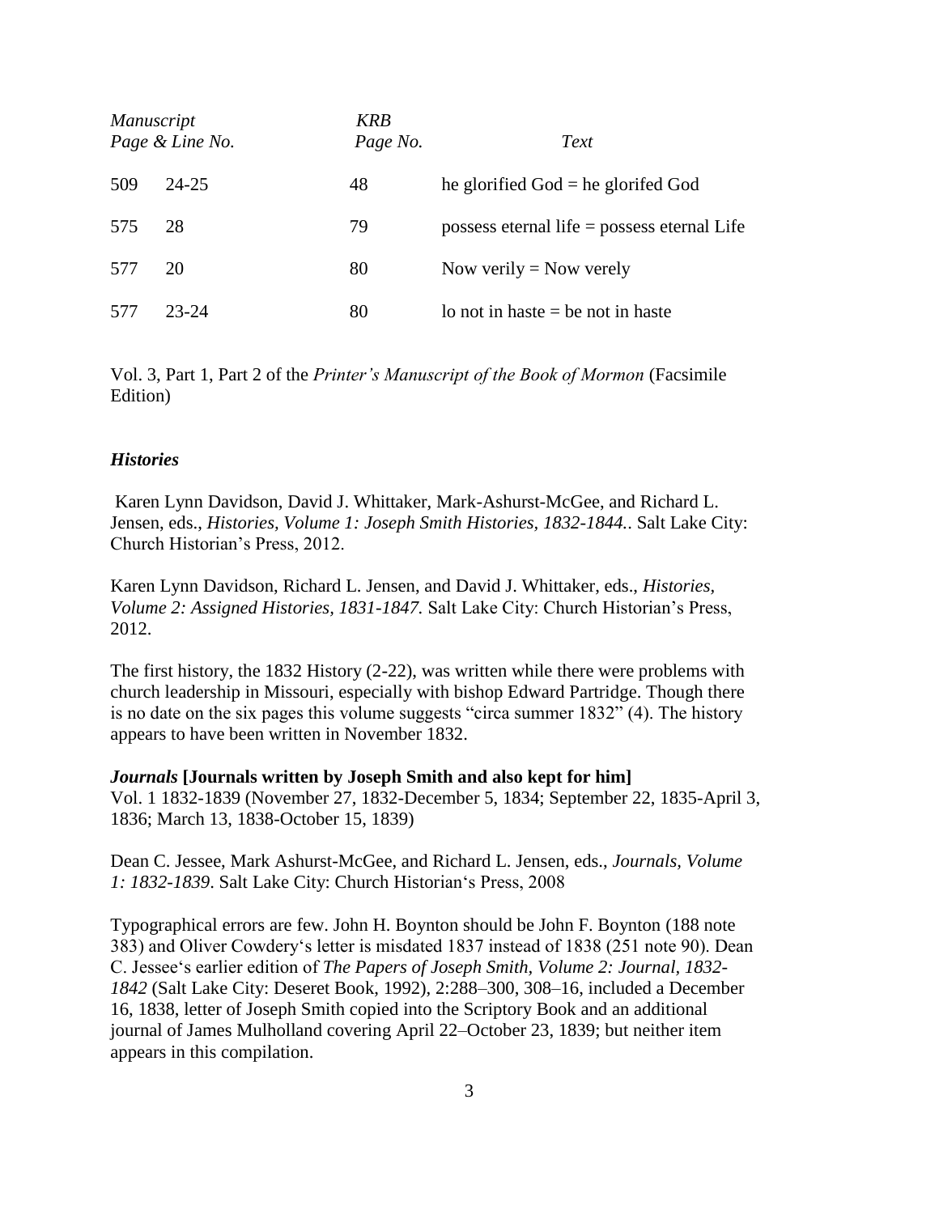| *Manuscript Page & Line No.* | | *KRB Page No.* | *Text* |
|---|---|---|---|
| 509 | 24-25 | 48 | he glorified God = he glorifed God |
| 575 | 28 | 79 | possess eternal life = possess eternal Life |
| 577 | 20 | 80 | Now verily = Now verely |
| 577 | 23-24 | 80 | lo not in haste = be not in haste |

Vol. 3, Part 1, Part 2 of the *Printer's Manuscript of the Book of Mormon* (Facsimile Edition)

### *Histories*

Karen Lynn Davidson, David J. Whittaker, Mark-Ashurst-McGee, and Richard L. Jensen, eds., *Histories, Volume 1: Joseph Smith Histories, 1832-1844.*. Salt Lake City: Church Historian's Press, 2012.

Karen Lynn Davidson, Richard L. Jensen, and David J. Whittaker, eds., *Histories, Volume 2: Assigned Histories, 1831-1847.* Salt Lake City: Church Historian's Press, 2012.

The first history, the 1832 History (2-22), was written while there were problems with church leadership in Missouri, especially with bishop Edward Partridge. Though there is no date on the six pages this volume suggests "circa summer 1832" (4). The history appears to have been written in November 1832.

***Journals*** **[Journals written by Joseph Smith and also kept for him]**
Vol. 1 1832-1839 (November 27, 1832-December 5, 1834; September 22, 1835-April 3, 1836; March 13, 1838-October 15, 1839)

Dean C. Jessee, Mark Ashurst-McGee, and Richard L. Jensen, eds., *Journals, Volume 1: 1832-1839*. Salt Lake City: Church Historian's Press, 2008

Typographical errors are few. John H. Boynton should be John F. Boynton (188 note 383) and Oliver Cowdery's letter is misdated 1837 instead of 1838 (251 note 90). Dean C. Jessee's earlier edition of *The Papers of Joseph Smith, Volume 2: Journal, 1832-1842* (Salt Lake City: Deseret Book, 1992), 2:288–300, 308–16, included a December 16, 1838, letter of Joseph Smith copied into the Scriptory Book and an additional journal of James Mulholland covering April 22–October 23, 1839; but neither item appears in this compilation.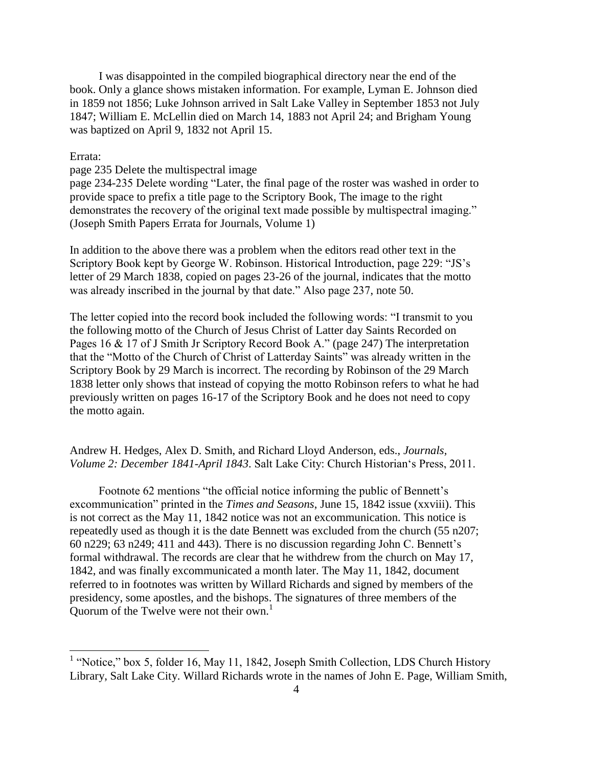I was disappointed in the compiled biographical directory near the end of the book. Only a glance shows mistaken information. For example, Lyman E. Johnson died in 1859 not 1856; Luke Johnson arrived in Salt Lake Valley in September 1853 not July 1847; William E. McLellin died on March 14, 1883 not April 24; and Brigham Young was baptized on April 9, 1832 not April 15.

Errata:
page 235 Delete the multispectral image
page 234-235 Delete wording "Later, the final page of the roster was washed in order to provide space to prefix a title page to the Scriptory Book, The image to the right demonstrates the recovery of the original text made possible by multispectral imaging." (Joseph Smith Papers Errata for Journals, Volume 1)

In addition to the above there was a problem when the editors read other text in the Scriptory Book kept by George W. Robinson. Historical Introduction, page 229: "JS's letter of 29 March 1838, copied on pages 23-26 of the journal, indicates that the motto was already inscribed in the journal by that date." Also page 237, note 50.

The letter copied into the record book included the following words: "I transmit to you the following motto of the Church of Jesus Christ of Latter day Saints Recorded on Pages 16 & 17 of J Smith Jr Scriptory Record Book A." (page 247) The interpretation that the "Motto of the Church of Christ of Latterday Saints" was already written in the Scriptory Book by 29 March is incorrect. The recording by Robinson of the 29 March 1838 letter only shows that instead of copying the motto Robinson refers to what he had previously written on pages 16-17 of the Scriptory Book and he does not need to copy the motto again.

Andrew H. Hedges, Alex D. Smith, and Richard Lloyd Anderson, eds., *Journals, Volume 2: December 1841-April 1843*. Salt Lake City: Church Historian's Press, 2011.

Footnote 62 mentions "the official notice informing the public of Bennett's excommunication" printed in the *Times and Seasons*, June 15, 1842 issue (xxviii). This is not correct as the May 11, 1842 notice was not an excommunication. This notice is repeatedly used as though it is the date Bennett was excluded from the church (55 n207; 60 n229; 63 n249; 411 and 443). There is no discussion regarding John C. Bennett's formal withdrawal. The records are clear that he withdrew from the church on May 17, 1842, and was finally excommunicated a month later. The May 11, 1842, document referred to in footnotes was written by Willard Richards and signed by members of the presidency, some apostles, and the bishops. The signatures of three members of the Quorum of the Twelve were not their own.[1]

---

[1] "Notice," box 5, folder 16, May 11, 1842, Joseph Smith Collection, LDS Church History Library, Salt Lake City. Willard Richards wrote in the names of John E. Page, William Smith,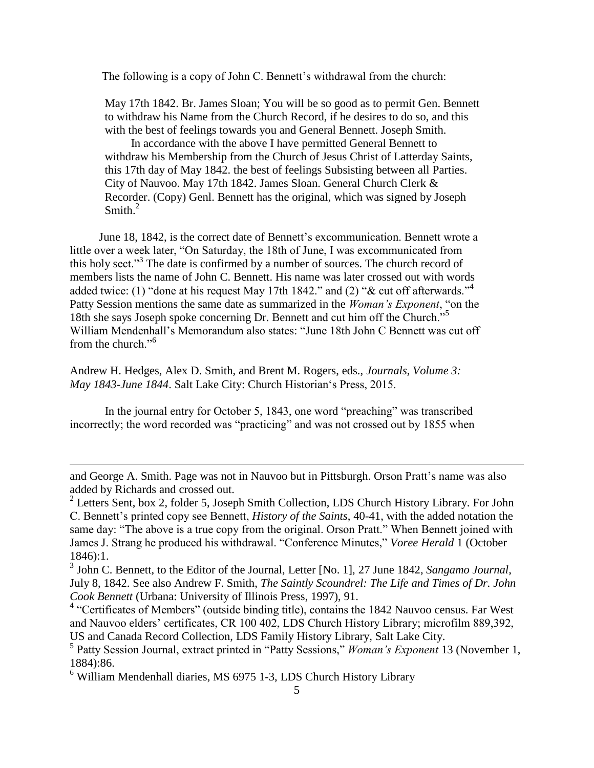The following is a copy of John C. Bennett's withdrawal from the church:

> May 17th 1842. Br. James Sloan; You will be so good as to permit Gen. Bennett to withdraw his Name from the Church Record, if he desires to do so, and this with the best of feelings towards you and General Bennett. Joseph Smith.
>
> In accordance with the above I have permitted General Bennett to withdraw his Membership from the Church of Jesus Christ of Latterday Saints, this 17th day of May 1842. the best of feelings Subsisting between all Parties. City of Nauvoo. May 17th 1842. James Sloan. General Church Clerk & Recorder. (Copy) Genl. Bennett has the original, which was signed by Joseph Smith.[2]

June 18, 1842, is the correct date of Bennett's excommunication. Bennett wrote a little over a week later, "On Saturday, the 18th of June, I was excommunicated from this holy sect."[3] The date is confirmed by a number of sources. The church record of members lists the name of John C. Bennett. His name was later crossed out with words added twice: (1) "done at his request May 17th 1842." and (2) "& cut off afterwards."[4] Patty Session mentions the same date as summarized in the *Woman's Exponent*, "on the 18th she says Joseph spoke concerning Dr. Bennett and cut him off the Church."[5] William Mendenhall's Memorandum also states: "June 18th John C Bennett was cut off from the church."[6]

Andrew H. Hedges, Alex D. Smith, and Brent M. Rogers, eds., *Journals, Volume 3: May 1843-June 1844*. Salt Lake City: Church Historian's Press, 2015.

In the journal entry for October 5, 1843, one word "preaching" was transcribed incorrectly; the word recorded was "practicing" and was not crossed out by 1855 when

---

and George A. Smith. Page was not in Nauvoo but in Pittsburgh. Orson Pratt's name was also added by Richards and crossed out.

[2] Letters Sent, box 2, folder 5, Joseph Smith Collection, LDS Church History Library. For John C. Bennett's printed copy see Bennett, *History of the Saints*, 40-41, with the added notation the same day: "The above is a true copy from the original. Orson Pratt." When Bennett joined with James J. Strang he produced his withdrawal. "Conference Minutes," *Voree Herald* 1 (October 1846):1.

[3] John C. Bennett, to the Editor of the Journal, Letter [No. 1], 27 June 1842, *Sangamo Journal*, July 8, 1842. See also Andrew F. Smith, *The Saintly Scoundrel: The Life and Times of Dr. John Cook Bennett* (Urbana: University of Illinois Press, 1997), 91.

[4] "Certificates of Members" (outside binding title), contains the 1842 Nauvoo census. Far West and Nauvoo elders' certificates, CR 100 402, LDS Church History Library; microfilm 889,392, US and Canada Record Collection, LDS Family History Library, Salt Lake City.

[5] Patty Session Journal, extract printed in "Patty Sessions," *Woman's Exponent* 13 (November 1, 1884):86.

[6] William Mendenhall diaries, MS 6975 1-3, LDS Church History Library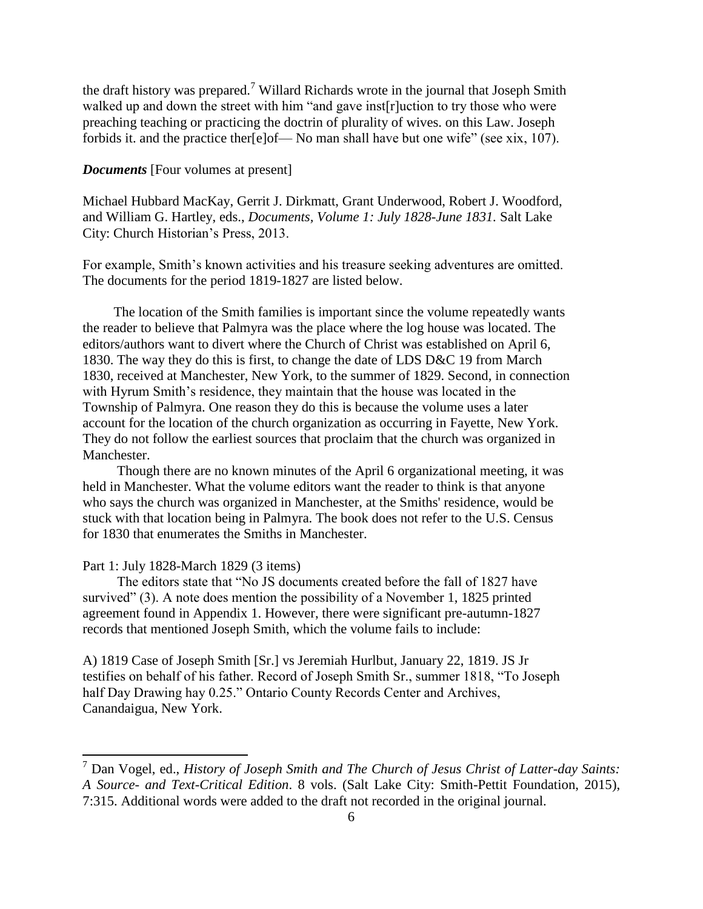the draft history was prepared.[7] Willard Richards wrote in the journal that Joseph Smith walked up and down the street with him "and gave inst[r]uction to try those who were preaching teaching or practicing the doctrin of plurality of wives. on this Law. Joseph forbids it. and the practice ther[e]of— No man shall have but one wife" (see xix, 107).

***Documents*** [Four volumes at present]

Michael Hubbard MacKay, Gerrit J. Dirkmatt, Grant Underwood, Robert J. Woodford, and William G. Hartley, eds., *Documents, Volume 1: July 1828-June 1831.* Salt Lake City: Church Historian's Press, 2013.

For example, Smith's known activities and his treasure seeking adventures are omitted. The documents for the period 1819-1827 are listed below.

The location of the Smith families is important since the volume repeatedly wants the reader to believe that Palmyra was the place where the log house was located. The editors/authors want to divert where the Church of Christ was established on April 6, 1830. The way they do this is first, to change the date of LDS D&C 19 from March 1830, received at Manchester, New York, to the summer of 1829. Second, in connection with Hyrum Smith's residence, they maintain that the house was located in the Township of Palmyra. One reason they do this is because the volume uses a later account for the location of the church organization as occurring in Fayette, New York. They do not follow the earliest sources that proclaim that the church was organized in Manchester.

Though there are no known minutes of the April 6 organizational meeting, it was held in Manchester. What the volume editors want the reader to think is that anyone who says the church was organized in Manchester, at the Smiths' residence, would be stuck with that location being in Palmyra. The book does not refer to the U.S. Census for 1830 that enumerates the Smiths in Manchester.

Part 1: July 1828-March 1829 (3 items)

The editors state that "No JS documents created before the fall of 1827 have survived" (3). A note does mention the possibility of a November 1, 1825 printed agreement found in Appendix 1. However, there were significant pre-autumn-1827 records that mentioned Joseph Smith, which the volume fails to include:

A) 1819 Case of Joseph Smith [Sr.] vs Jeremiah Hurlbut, January 22, 1819. JS Jr testifies on behalf of his father. Record of Joseph Smith Sr., summer 1818, "To Joseph half Day Drawing hay 0.25." Ontario County Records Center and Archives, Canandaigua, New York.

---

[7] Dan Vogel, ed., *History of Joseph Smith and The Church of Jesus Christ of Latter-day Saints: A Source- and Text-Critical Edition*. 8 vols. (Salt Lake City: Smith-Pettit Foundation, 2015), 7:315. Additional words were added to the draft not recorded in the original journal.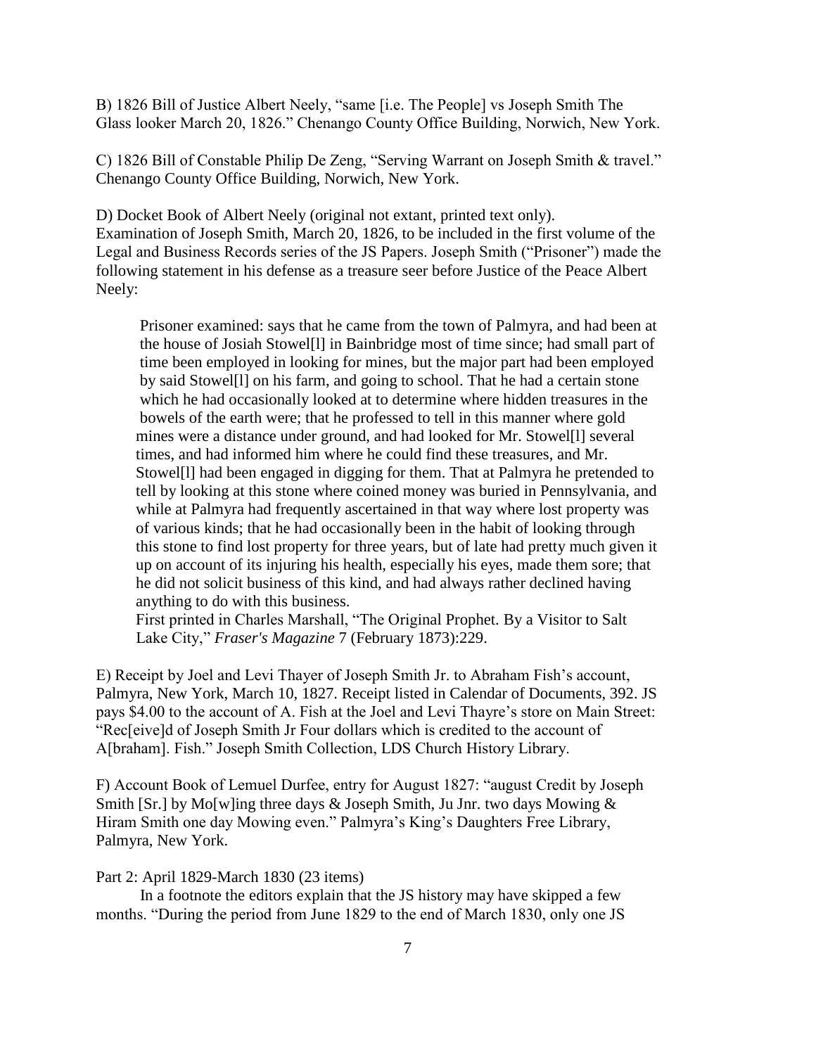B) 1826 Bill of Justice Albert Neely, "same [i.e. The People] vs Joseph Smith The Glass looker March 20, 1826." Chenango County Office Building, Norwich, New York.

C) 1826 Bill of Constable Philip De Zeng, "Serving Warrant on Joseph Smith & travel." Chenango County Office Building, Norwich, New York.

D) Docket Book of Albert Neely (original not extant, printed text only). Examination of Joseph Smith, March 20, 1826, to be included in the first volume of the Legal and Business Records series of the JS Papers. Joseph Smith ("Prisoner") made the following statement in his defense as a treasure seer before Justice of the Peace Albert Neely:

> Prisoner examined: says that he came from the town of Palmyra, and had been at the house of Josiah Stowel[l] in Bainbridge most of time since; had small part of time been employed in looking for mines, but the major part had been employed by said Stowel[l] on his farm, and going to school. That he had a certain stone which he had occasionally looked at to determine where hidden treasures in the bowels of the earth were; that he professed to tell in this manner where gold mines were a distance under ground, and had looked for Mr. Stowel[l] several times, and had informed him where he could find these treasures, and Mr. Stowel[l] had been engaged in digging for them. That at Palmyra he pretended to tell by looking at this stone where coined money was buried in Pennsylvania, and while at Palmyra had frequently ascertained in that way where lost property was of various kinds; that he had occasionally been in the habit of looking through this stone to find lost property for three years, but of late had pretty much given it up on account of its injuring his health, especially his eyes, made them sore; that he did not solicit business of this kind, and had always rather declined having anything to do with this business.
>
> First printed in Charles Marshall, "The Original Prophet. By a Visitor to Salt Lake City," *Fraser's Magazine* 7 (February 1873):229.

E) Receipt by Joel and Levi Thayer of Joseph Smith Jr. to Abraham Fish's account, Palmyra, New York, March 10, 1827. Receipt listed in Calendar of Documents, 392. JS pays $4.00 to the account of A. Fish at the Joel and Levi Thayre's store on Main Street: "Rec[eive]d of Joseph Smith Jr Four dollars which is credited to the account of A[braham]. Fish." Joseph Smith Collection, LDS Church History Library.

F) Account Book of Lemuel Durfee, entry for August 1827: "august Credit by Joseph Smith [Sr.] by Mo[w]ing three days & Joseph Smith, Ju Jnr. two days Mowing & Hiram Smith one day Mowing even." Palmyra's King's Daughters Free Library, Palmyra, New York.

Part 2: April 1829-March 1830 (23 items)

In a footnote the editors explain that the JS history may have skipped a few months. "During the period from June 1829 to the end of March 1830, only one JS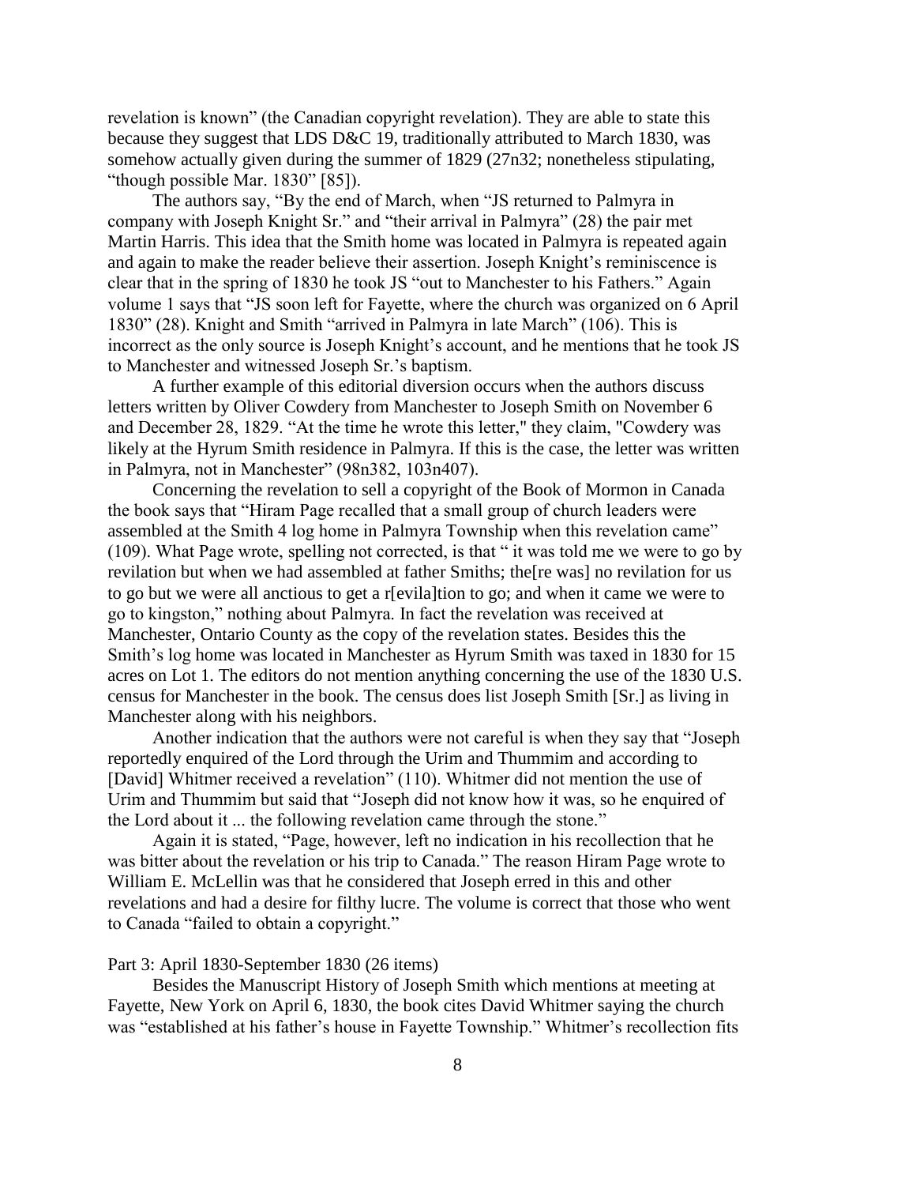revelation is known" (the Canadian copyright revelation). They are able to state this because they suggest that LDS D&C 19, traditionally attributed to March 1830, was somehow actually given during the summer of 1829 (27n32; nonetheless stipulating, "though possible Mar. 1830" [85]).

The authors say, "By the end of March, when "JS returned to Palmyra in company with Joseph Knight Sr." and "their arrival in Palmyra" (28) the pair met Martin Harris. This idea that the Smith home was located in Palmyra is repeated again and again to make the reader believe their assertion. Joseph Knight's reminiscence is clear that in the spring of 1830 he took JS "out to Manchester to his Fathers." Again volume 1 says that "JS soon left for Fayette, where the church was organized on 6 April 1830" (28). Knight and Smith "arrived in Palmyra in late March" (106). This is incorrect as the only source is Joseph Knight's account, and he mentions that he took JS to Manchester and witnessed Joseph Sr.'s baptism.

A further example of this editorial diversion occurs when the authors discuss letters written by Oliver Cowdery from Manchester to Joseph Smith on November 6 and December 28, 1829. "At the time he wrote this letter," they claim, "Cowdery was likely at the Hyrum Smith residence in Palmyra. If this is the case, the letter was written in Palmyra, not in Manchester" (98n382, 103n407).

Concerning the revelation to sell a copyright of the Book of Mormon in Canada the book says that "Hiram Page recalled that a small group of church leaders were assembled at the Smith 4 log home in Palmyra Township when this revelation came" (109). What Page wrote, spelling not corrected, is that " it was told me we were to go by revilation but when we had assembled at father Smiths; the[re was] no revilation for us to go but we were all anctious to get a r[evila]tion to go; and when it came we were to go to kingston," nothing about Palmyra. In fact the revelation was received at Manchester, Ontario County as the copy of the revelation states. Besides this the Smith's log home was located in Manchester as Hyrum Smith was taxed in 1830 for 15 acres on Lot 1. The editors do not mention anything concerning the use of the 1830 U.S. census for Manchester in the book. The census does list Joseph Smith [Sr.] as living in Manchester along with his neighbors.

Another indication that the authors were not careful is when they say that "Joseph reportedly enquired of the Lord through the Urim and Thummim and according to [David] Whitmer received a revelation" (110). Whitmer did not mention the use of Urim and Thummim but said that "Joseph did not know how it was, so he enquired of the Lord about it ... the following revelation came through the stone."

Again it is stated, "Page, however, left no indication in his recollection that he was bitter about the revelation or his trip to Canada." The reason Hiram Page wrote to William E. McLellin was that he considered that Joseph erred in this and other revelations and had a desire for filthy lucre. The volume is correct that those who went to Canada "failed to obtain a copyright."

Part 3: April 1830-September 1830 (26 items)

Besides the Manuscript History of Joseph Smith which mentions at meeting at Fayette, New York on April 6, 1830, the book cites David Whitmer saying the church was "established at his father's house in Fayette Township." Whitmer's recollection fits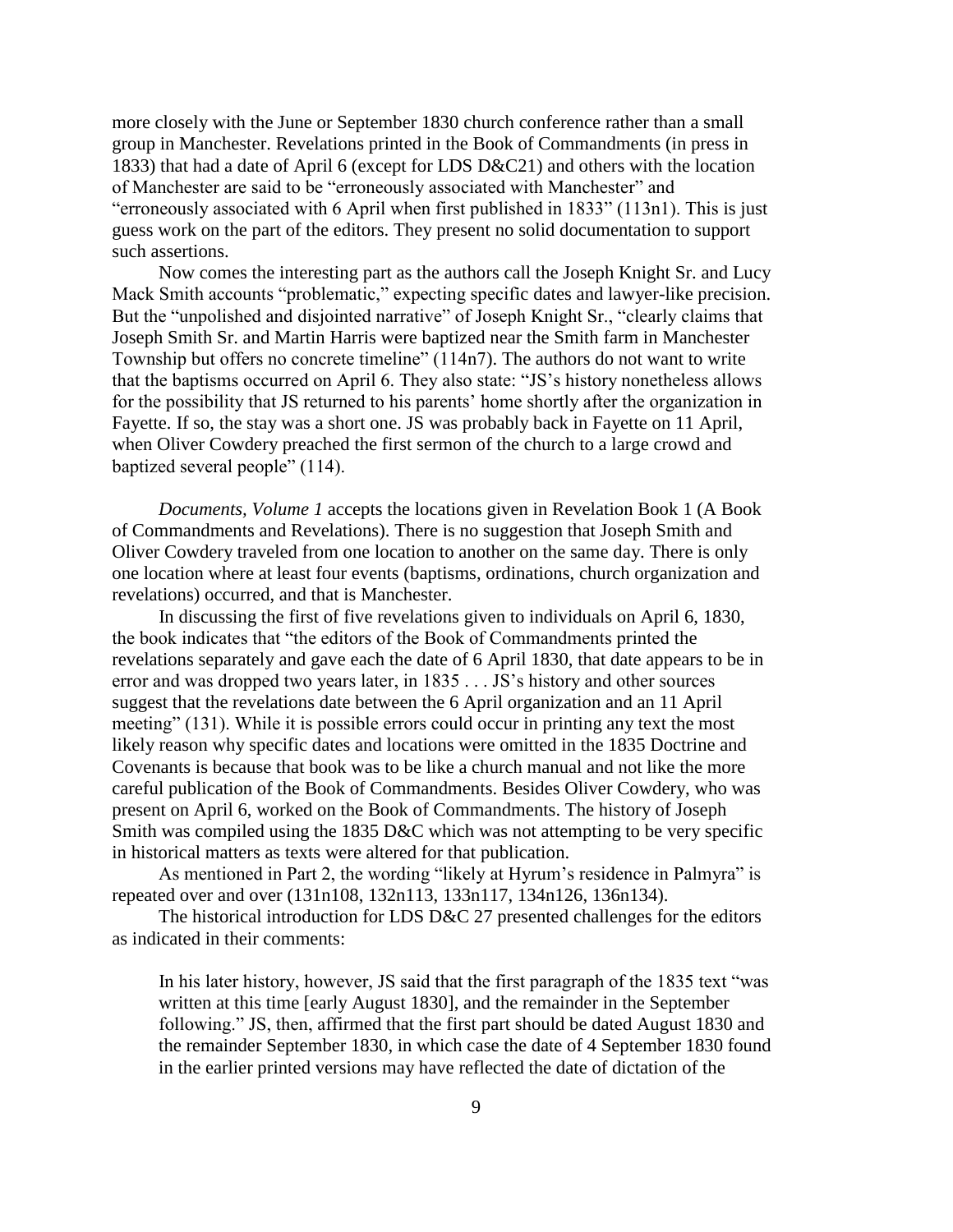more closely with the June or September 1830 church conference rather than a small group in Manchester. Revelations printed in the Book of Commandments (in press in 1833) that had a date of April 6 (except for LDS D&C21) and others with the location of Manchester are said to be "erroneously associated with Manchester" and "erroneously associated with 6 April when first published in 1833" (113n1). This is just guess work on the part of the editors. They present no solid documentation to support such assertions.

Now comes the interesting part as the authors call the Joseph Knight Sr. and Lucy Mack Smith accounts "problematic," expecting specific dates and lawyer-like precision. But the "unpolished and disjointed narrative" of Joseph Knight Sr., "clearly claims that Joseph Smith Sr. and Martin Harris were baptized near the Smith farm in Manchester Township but offers no concrete timeline" (114n7). The authors do not want to write that the baptisms occurred on April 6. They also state: "JS's history nonetheless allows for the possibility that JS returned to his parents' home shortly after the organization in Fayette. If so, the stay was a short one. JS was probably back in Fayette on 11 April, when Oliver Cowdery preached the first sermon of the church to a large crowd and baptized several people" (114).

*Documents, Volume 1* accepts the locations given in Revelation Book 1 (A Book of Commandments and Revelations). There is no suggestion that Joseph Smith and Oliver Cowdery traveled from one location to another on the same day. There is only one location where at least four events (baptisms, ordinations, church organization and revelations) occurred, and that is Manchester.

In discussing the first of five revelations given to individuals on April 6, 1830, the book indicates that "the editors of the Book of Commandments printed the revelations separately and gave each the date of 6 April 1830, that date appears to be in error and was dropped two years later, in 1835 . . . JS's history and other sources suggest that the revelations date between the 6 April organization and an 11 April meeting" (131). While it is possible errors could occur in printing any text the most likely reason why specific dates and locations were omitted in the 1835 Doctrine and Covenants is because that book was to be like a church manual and not like the more careful publication of the Book of Commandments. Besides Oliver Cowdery, who was present on April 6, worked on the Book of Commandments. The history of Joseph Smith was compiled using the 1835 D&C which was not attempting to be very specific in historical matters as texts were altered for that publication.

As mentioned in Part 2, the wording "likely at Hyrum's residence in Palmyra" is repeated over and over (131n108, 132n113, 133n117, 134n126, 136n134).

The historical introduction for LDS D&C 27 presented challenges for the editors as indicated in their comments:

> In his later history, however, JS said that the first paragraph of the 1835 text "was written at this time [early August 1830], and the remainder in the September following." JS, then, affirmed that the first part should be dated August 1830 and the remainder September 1830, in which case the date of 4 September 1830 found in the earlier printed versions may have reflected the date of dictation of the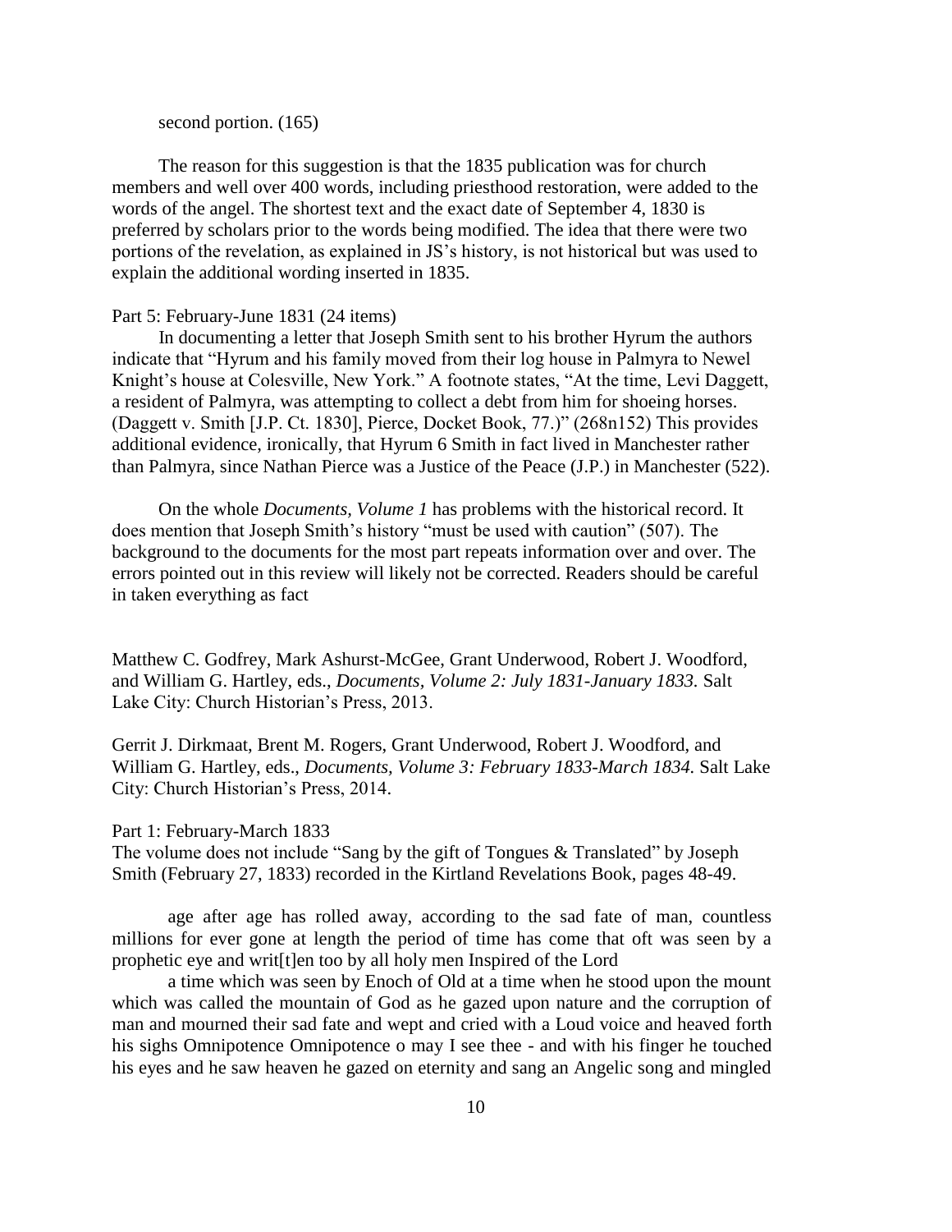second portion. (165)

The reason for this suggestion is that the 1835 publication was for church members and well over 400 words, including priesthood restoration, were added to the words of the angel. The shortest text and the exact date of September 4, 1830 is preferred by scholars prior to the words being modified. The idea that there were two portions of the revelation, as explained in JS's history, is not historical but was used to explain the additional wording inserted in 1835.

Part 5: February-June 1831 (24 items)

In documenting a letter that Joseph Smith sent to his brother Hyrum the authors indicate that "Hyrum and his family moved from their log house in Palmyra to Newel Knight's house at Colesville, New York." A footnote states, "At the time, Levi Daggett, a resident of Palmyra, was attempting to collect a debt from him for shoeing horses. (Daggett v. Smith [J.P. Ct. 1830], Pierce, Docket Book, 77.)" (268n152) This provides additional evidence, ironically, that Hyrum 6 Smith in fact lived in Manchester rather than Palmyra, since Nathan Pierce was a Justice of the Peace (J.P.) in Manchester (522).

On the whole *Documents, Volume 1* has problems with the historical record. It does mention that Joseph Smith's history "must be used with caution" (507). The background to the documents for the most part repeats information over and over. The errors pointed out in this review will likely not be corrected. Readers should be careful in taken everything as fact

Matthew C. Godfrey, Mark Ashurst-McGee, Grant Underwood, Robert J. Woodford, and William G. Hartley, eds., *Documents, Volume 2: July 1831-January 1833.* Salt Lake City: Church Historian's Press, 2013.

Gerrit J. Dirkmaat, Brent M. Rogers, Grant Underwood, Robert J. Woodford, and William G. Hartley, eds., *Documents, Volume 3: February 1833-March 1834.* Salt Lake City: Church Historian's Press, 2014.

Part 1: February-March 1833

The volume does not include "Sang by the gift of Tongues & Translated" by Joseph Smith (February 27, 1833) recorded in the Kirtland Revelations Book, pages 48-49.

> age after age has rolled away, according to the sad fate of man, countless millions for ever gone at length the period of time has come that oft was seen by a prophetic eye and writ[t]en too by all holy men Inspired of the Lord
>
> a time which was seen by Enoch of Old at a time when he stood upon the mount which was called the mountain of God as he gazed upon nature and the corruption of man and mourned their sad fate and wept and cried with a Loud voice and heaved forth his sighs Omnipotence Omnipotence o may I see thee - and with his finger he touched his eyes and he saw heaven he gazed on eternity and sang an Angelic song and mingled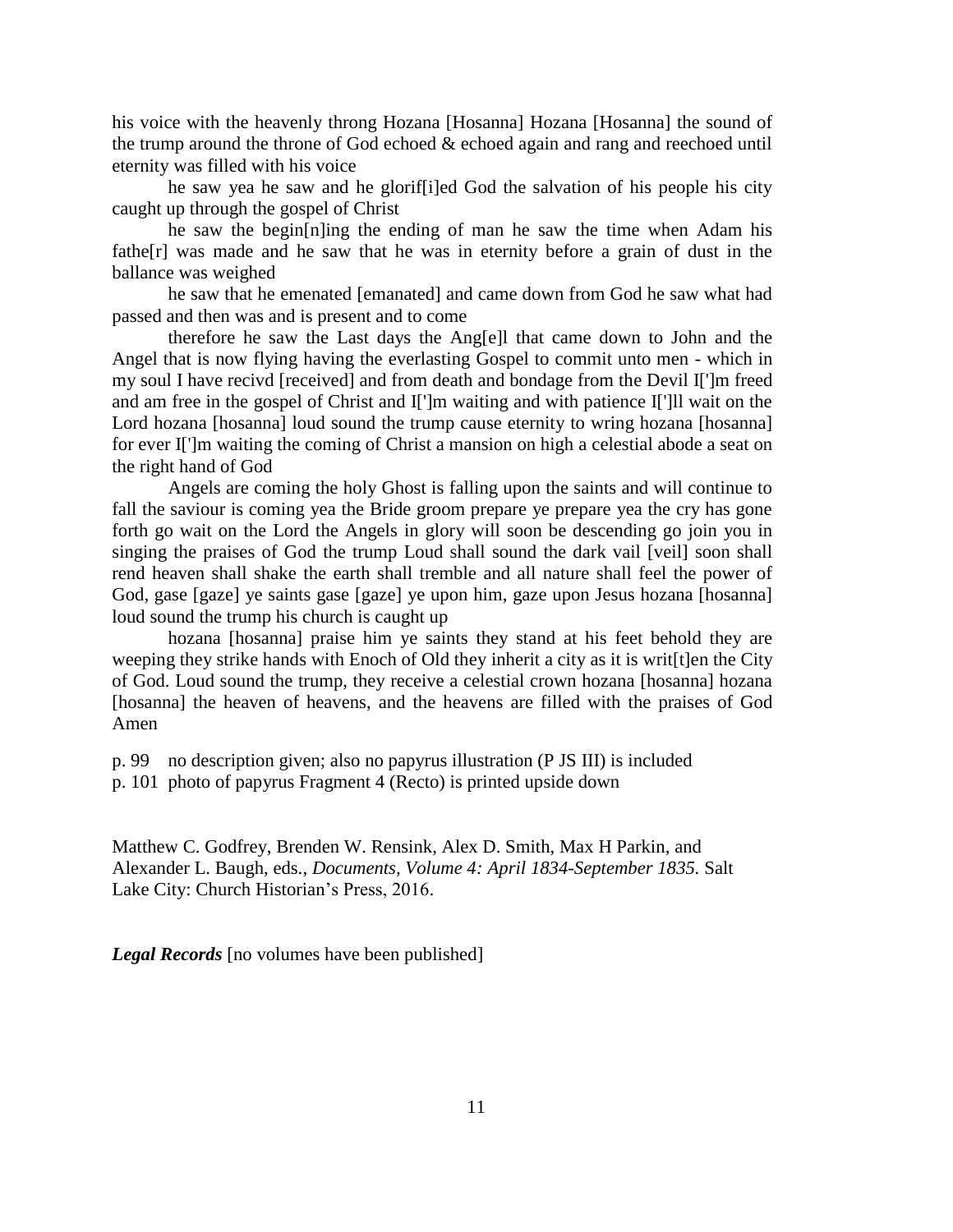his voice with the heavenly throng Hozana [Hosanna] Hozana [Hosanna] the sound of the trump around the throne of God echoed & echoed again and rang and reechoed until eternity was filled with his voice

he saw yea he saw and he glorif[i]ed God the salvation of his people his city caught up through the gospel of Christ

he saw the begin[n]ing the ending of man he saw the time when Adam his fathe[r] was made and he saw that he was in eternity before a grain of dust in the ballance was weighed

he saw that he emenated [emanated] and came down from God he saw what had passed and then was and is present and to come

therefore he saw the Last days the Ang[e]l that came down to John and the Angel that is now flying having the everlasting Gospel to commit unto men - which in my soul I have recivd [received] and from death and bondage from the Devil I[']m freed and am free in the gospel of Christ and I[']m waiting and with patience I[']ll wait on the Lord hozana [hosanna] loud sound the trump cause eternity to wring hozana [hosanna] for ever I[']m waiting the coming of Christ a mansion on high a celestial abode a seat on the right hand of God

Angels are coming the holy Ghost is falling upon the saints and will continue to fall the saviour is coming yea the Bride groom prepare ye prepare yea the cry has gone forth go wait on the Lord the Angels in glory will soon be descending go join you in singing the praises of God the trump Loud shall sound the dark vail [veil] soon shall rend heaven shall shake the earth shall tremble and all nature shall feel the power of God, gase [gaze] ye saints gase [gaze] ye upon him, gaze upon Jesus hozana [hosanna] loud sound the trump his church is caught up

hozana [hosanna] praise him ye saints they stand at his feet behold they are weeping they strike hands with Enoch of Old they inherit a city as it is writ[t]en the City of God. Loud sound the trump, they receive a celestial crown hozana [hosanna] hozana [hosanna] the heaven of heavens, and the heavens are filled with the praises of God Amen

p. 99 no description given; also no papyrus illustration (P JS III) is included

p. 101 photo of papyrus Fragment 4 (Recto) is printed upside down

Matthew C. Godfrey, Brenden W. Rensink, Alex D. Smith, Max H Parkin, and Alexander L. Baugh, eds., *Documents, Volume 4: April 1834-September 1835.* Salt Lake City: Church Historian's Press, 2016.

***Legal Records*** [no volumes have been published]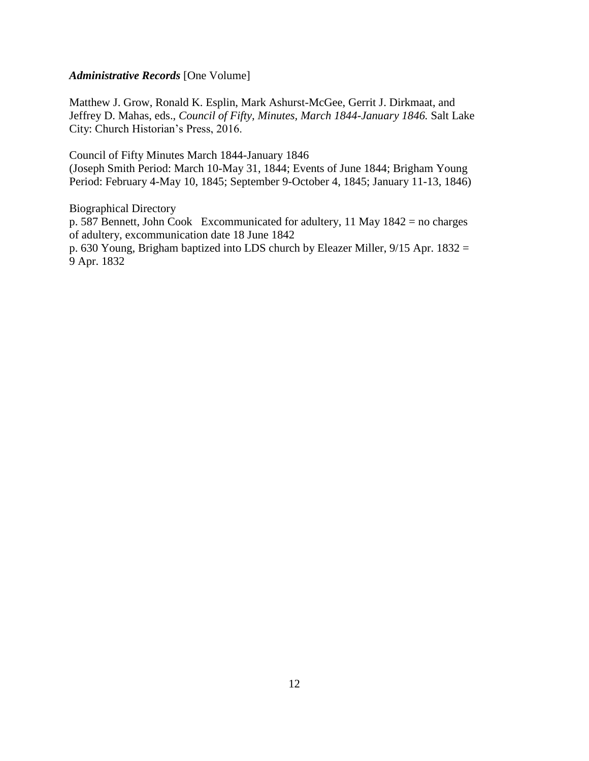***Administrative Records*** [One Volume]

Matthew J. Grow, Ronald K. Esplin, Mark Ashurst-McGee, Gerrit J. Dirkmaat, and Jeffrey D. Mahas, eds., *Council of Fifty, Minutes, March 1844-January 1846.* Salt Lake City: Church Historian's Press, 2016.

Council of Fifty Minutes March 1844-January 1846
(Joseph Smith Period: March 10-May 31, 1844; Events of June 1844; Brigham Young Period: February 4-May 10, 1845; September 9-October 4, 1845; January 11-13, 1846)

Biographical Directory
p. 587 Bennett, John Cook   Excommunicated for adultery, 11 May 1842 = no charges of adultery, excommunication date 18 June 1842
p. 630 Young, Brigham baptized into LDS church by Eleazer Miller, 9/15 Apr. 1832 = 9 Apr. 1832